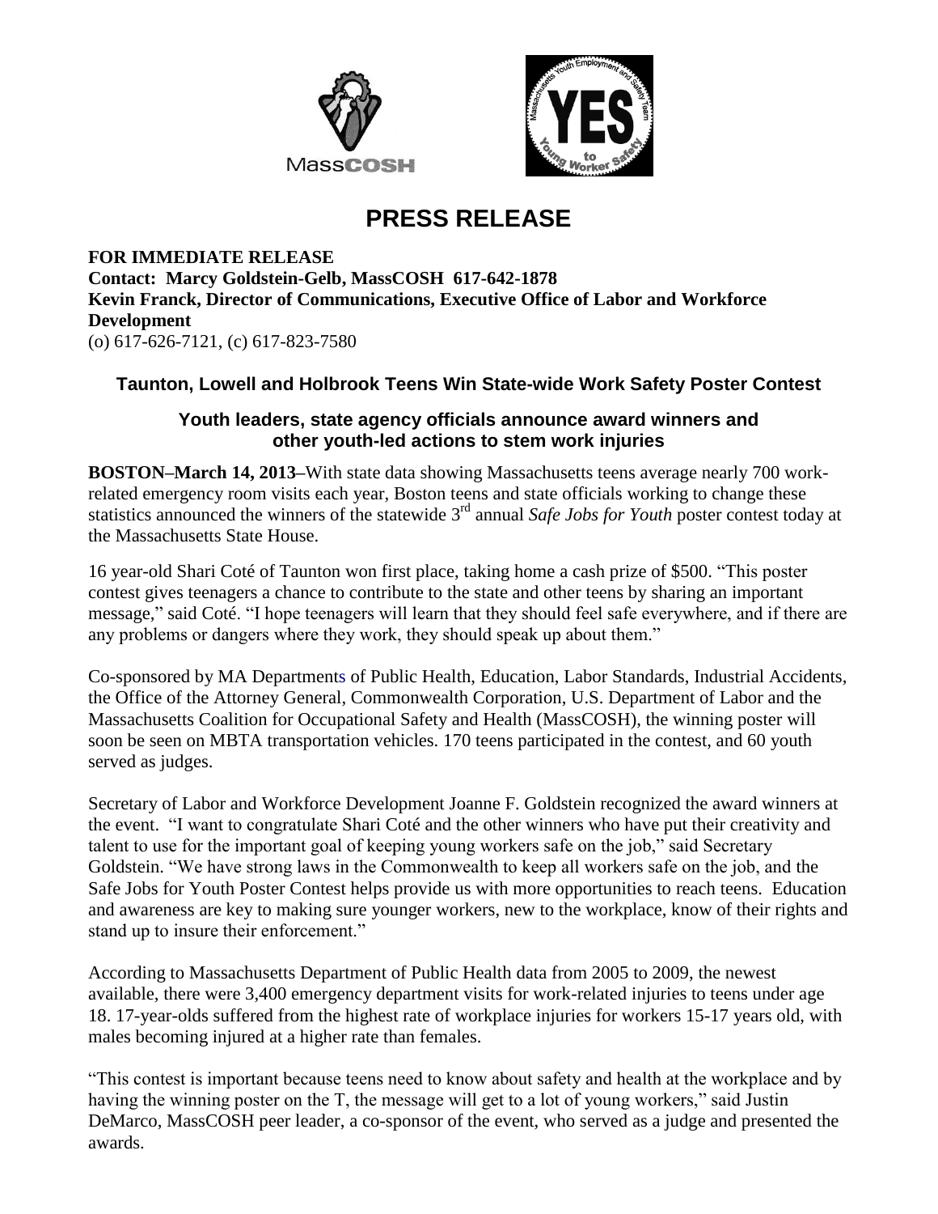# PRESS RELEASE

**FOR IMMEDIATE RELEASE**
**Contact: Marcy Goldstein-Gelb, MassCOSH 617-642-1878**
**Kevin Franck, Director of Communications, Executive Office of Labor and Workforce Development**
(o) 617-626-7121, (c) 617-823-7580

## Taunton, Lowell and Holbrook Teens Win State-wide Work Safety Poster Contest

### Youth leaders, state agency officials announce award winners and other youth-led actions to stem work injuries

**BOSTON–March 14, 2013–**With state data showing Massachusetts teens average nearly 700 work-related emergency room visits each year, Boston teens and state officials working to change these statistics announced the winners of the statewide 3rd annual *Safe Jobs for Youth* poster contest today at the Massachusetts State House.

16 year-old Shari Coté of Taunton won first place, taking home a cash prize of $500. "This poster contest gives teenagers a chance to contribute to the state and other teens by sharing an important message," said Coté. "I hope teenagers will learn that they should feel safe everywhere, and if there are any problems or dangers where they work, they should speak up about them."

Co-sponsored by MA Departments of Public Health, Education, Labor Standards, Industrial Accidents, the Office of the Attorney General, Commonwealth Corporation, U.S. Department of Labor and the Massachusetts Coalition for Occupational Safety and Health (MassCOSH), the winning poster will soon be seen on MBTA transportation vehicles. 170 teens participated in the contest, and 60 youth served as judges.

Secretary of Labor and Workforce Development Joanne F. Goldstein recognized the award winners at the event. "I want to congratulate Shari Coté and the other winners who have put their creativity and talent to use for the important goal of keeping young workers safe on the job," said Secretary Goldstein. "We have strong laws in the Commonwealth to keep all workers safe on the job, and the Safe Jobs for Youth Poster Contest helps provide us with more opportunities to reach teens. Education and awareness are key to making sure younger workers, new to the workplace, know of their rights and stand up to insure their enforcement."

According to Massachusetts Department of Public Health data from 2005 to 2009, the newest available, there were 3,400 emergency department visits for work-related injuries to teens under age 18. 17-year-olds suffered from the highest rate of workplace injuries for workers 15-17 years old, with males becoming injured at a higher rate than females.

"This contest is important because teens need to know about safety and health at the workplace and by having the winning poster on the T, the message will get to a lot of young workers," said Justin DeMarco, MassCOSH peer leader, a co-sponsor of the event, who served as a judge and presented the awards.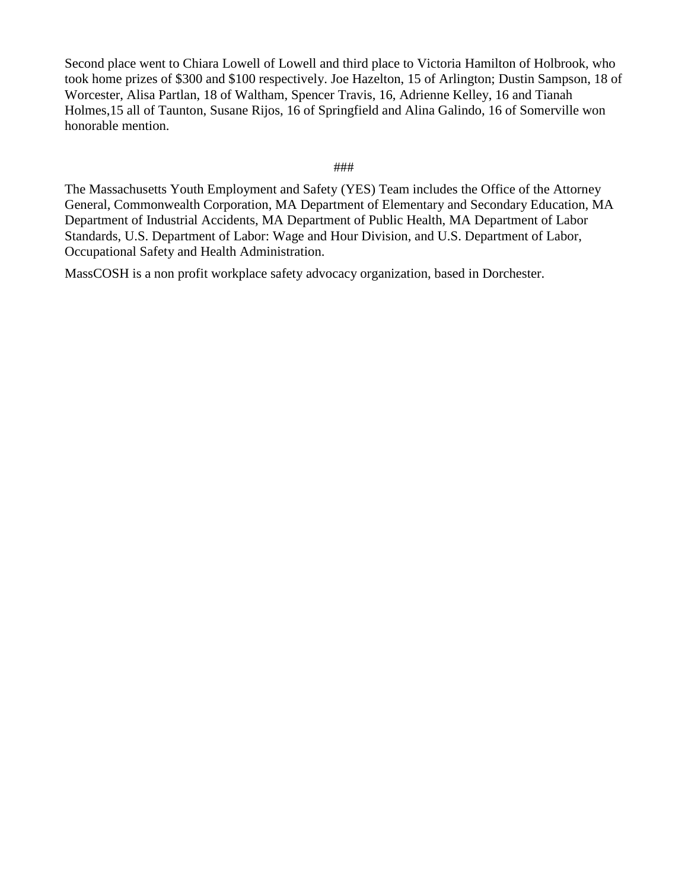Second place went to Chiara Lowell of Lowell and third place to Victoria Hamilton of Holbrook, who took home prizes of $300 and $100 respectively. Joe Hazelton, 15 of Arlington; Dustin Sampson, 18 of Worcester, Alisa Partlan, 18 of Waltham, Spencer Travis, 16, Adrienne Kelley, 16 and Tianah Holmes,15 all of Taunton, Susane Rijos, 16 of Springfield and Alina Galindo, 16 of Somerville won honorable mention.

###

The Massachusetts Youth Employment and Safety (YES) Team includes the Office of the Attorney General, Commonwealth Corporation, MA Department of Elementary and Secondary Education, MA Department of Industrial Accidents, MA Department of Public Health, MA Department of Labor Standards, U.S. Department of Labor: Wage and Hour Division, and U.S. Department of Labor, Occupational Safety and Health Administration.

MassCOSH is a non profit workplace safety advocacy organization, based in Dorchester.